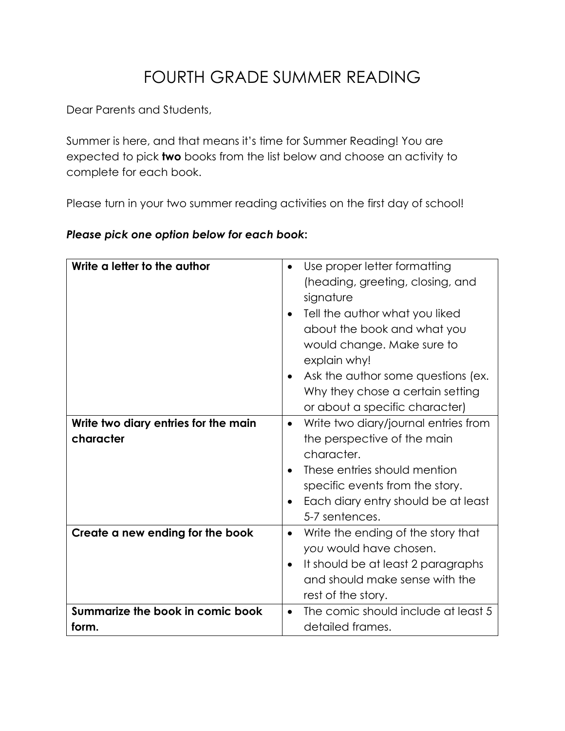# FOURTH GRADE SUMMER READING

Dear Parents and Students,

Summer is here, and that means it's time for Summer Reading! You are expected to pick **two** books from the list below and choose an activity to complete for each book.

Please turn in your two summer reading activities on the first day of school!

***Please pick one option below for each book*:**

| | |
|---|---|
| **Write a letter to the author** | • Use proper letter formatting (heading, greeting, closing, and signature<br>• Tell the author what you liked about the book and what you would change. Make sure to explain why!<br>• Ask the author some questions (ex. Why they chose a certain setting or about a specific character) |
| **Write two diary entries for the main character** | • Write two diary/journal entries from the perspective of the main character.<br>• These entries should mention specific events from the story.<br>• Each diary entry should be at least 5-7 sentences. |
| **Create a new ending for the book** | • Write the ending of the story that *you* would have chosen.<br>• It should be at least 2 paragraphs and should make sense with the rest of the story. |
| **Summarize the book in comic book form.** | • The comic should include at least 5 detailed frames. |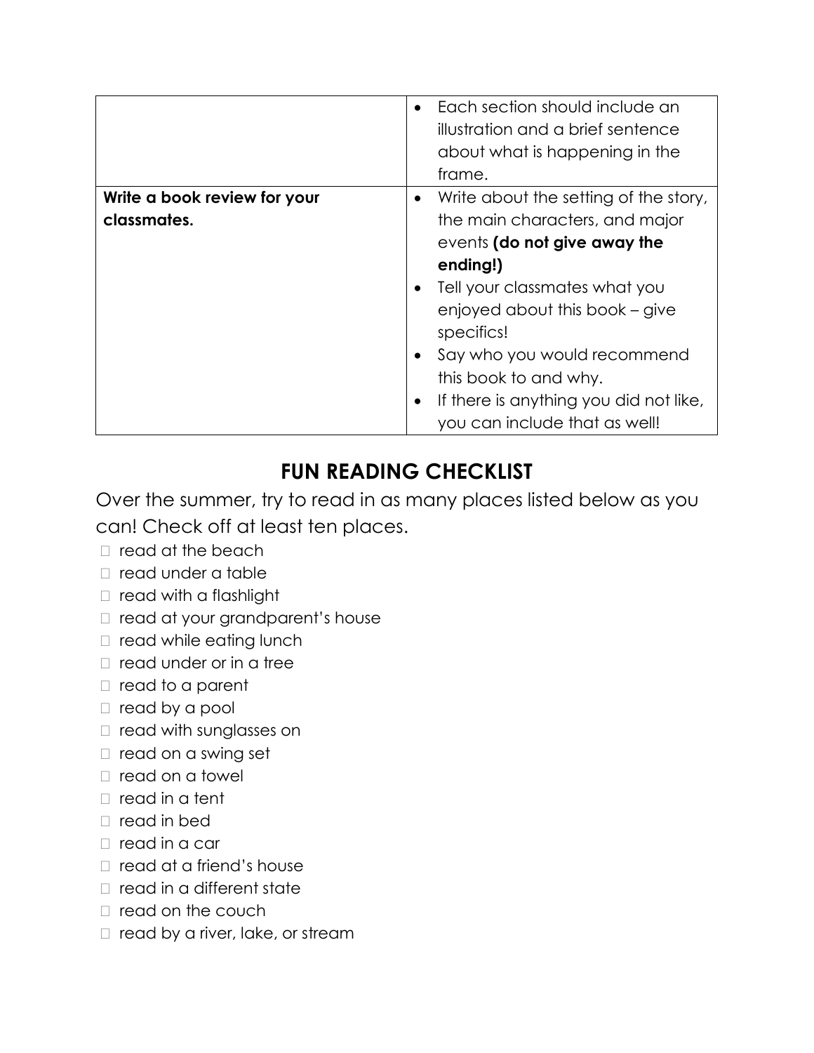| | |
|---|---|
| | • Each section should include an illustration and a brief sentence about what is happening in the frame. |
| **Write a book review for your classmates.** | • Write about the setting of the story, the main characters, and major events **(do not give away the ending!)**<br>• Tell your classmates what you enjoyed about this book – give specifics!<br>• Say who you would recommend this book to and why.<br>• If there is anything you did not like, you can include that as well! |

## FUN READING CHECKLIST

Over the summer, try to read in as many places listed below as you can! Check off at least ten places.

- ☐ read at the beach
- ☐ read under a table
- ☐ read with a flashlight
- ☐ read at your grandparent's house
- ☐ read while eating lunch
- ☐ read under or in a tree
- ☐ read to a parent
- ☐ read by a pool
- ☐ read with sunglasses on
- ☐ read on a swing set
- ☐ read on a towel
- ☐ read in a tent
- ☐ read in bed
- ☐ read in a car
- ☐ read at a friend's house
- ☐ read in a different state
- ☐ read on the couch
- ☐ read by a river, lake, or stream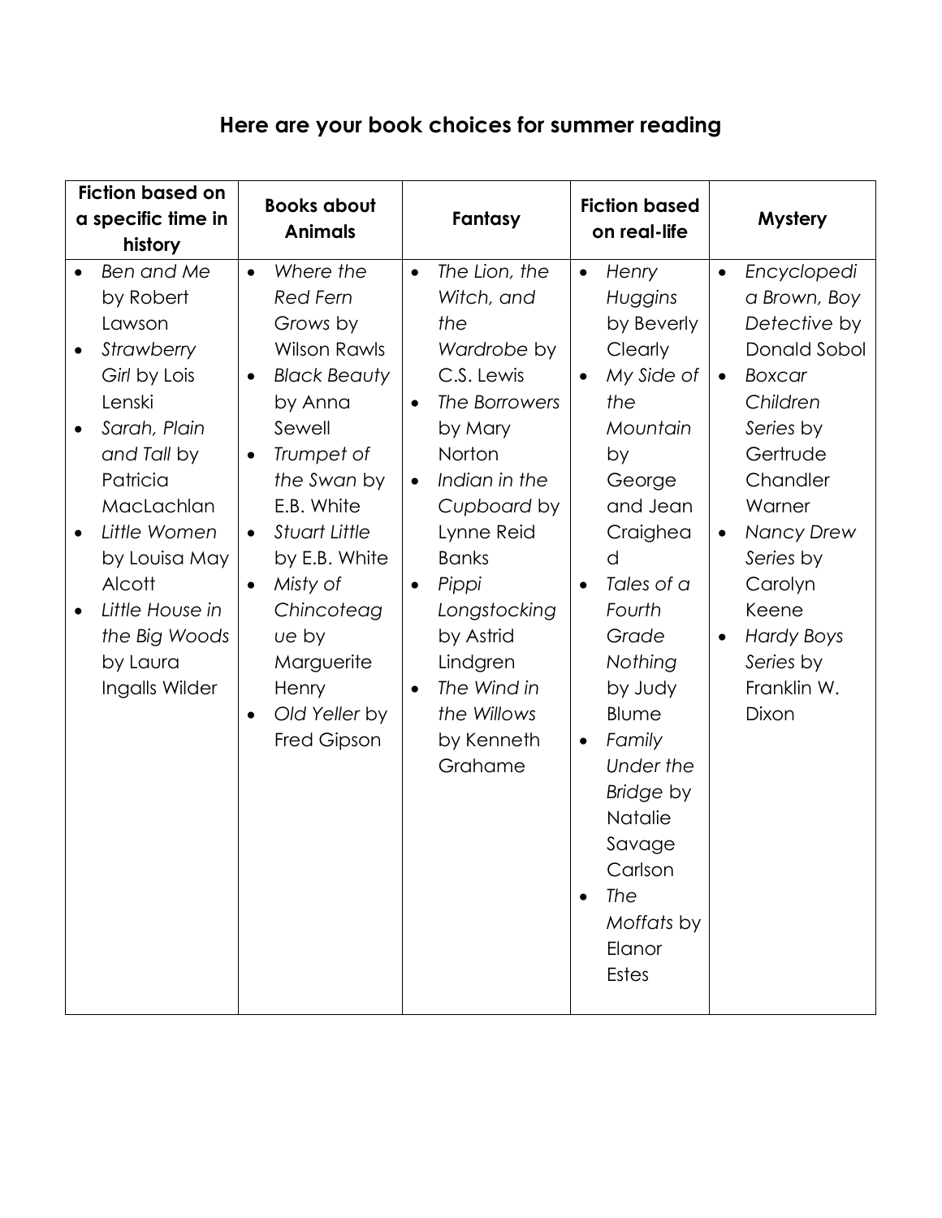## Here are your book choices for summer reading

| Fiction based on a specific time in history | Books about Animals | Fantasy | Fiction based on real-life | Mystery |
|---|---|---|---|---|
| • *Ben and Me* by Robert Lawson<br>• *Strawberry Girl* by Lois Lenski<br>• *Sarah, Plain and Tall* by Patricia MacLachlan<br>• *Little Women* by Louisa May Alcott<br>• *Little House in the Big Woods* by Laura Ingalls Wilder | • *Where the Red Fern Grows* by Wilson Rawls<br>• *Black Beauty* by Anna Sewell<br>• *Trumpet of the Swan* by E.B. White<br>• *Stuart Little* by E.B. White<br>• *Misty of Chincoteague* by Marguerite Henry<br>• *Old Yeller* by Fred Gipson | • *The Lion, the Witch, and the Wardrobe* by C.S. Lewis<br>• *The Borrowers* by Mary Norton<br>• *Indian in the Cupboard* by Lynne Reid Banks<br>• *Pippi Longstocking* by Astrid Lindgren<br>• *The Wind in the Willows* by Kenneth Grahame | • *Henry Huggins* by Beverly Clearly<br>• *My Side of the Mountain* by George and Jean Craighead<br>• *Tales of a Fourth Grade Nothing* by Judy Blume<br>• *Family Under the Bridge* by Natalie Savage Carlson<br>• *The Moffats* by Elanor Estes | • *Encyclopedia Brown, Boy Detective* by Donald Sobol<br>• *Boxcar Children Series* by Gertrude Chandler Warner<br>• *Nancy Drew Series* by Carolyn Keene<br>• *Hardy Boys Series* by Franklin W. Dixon |